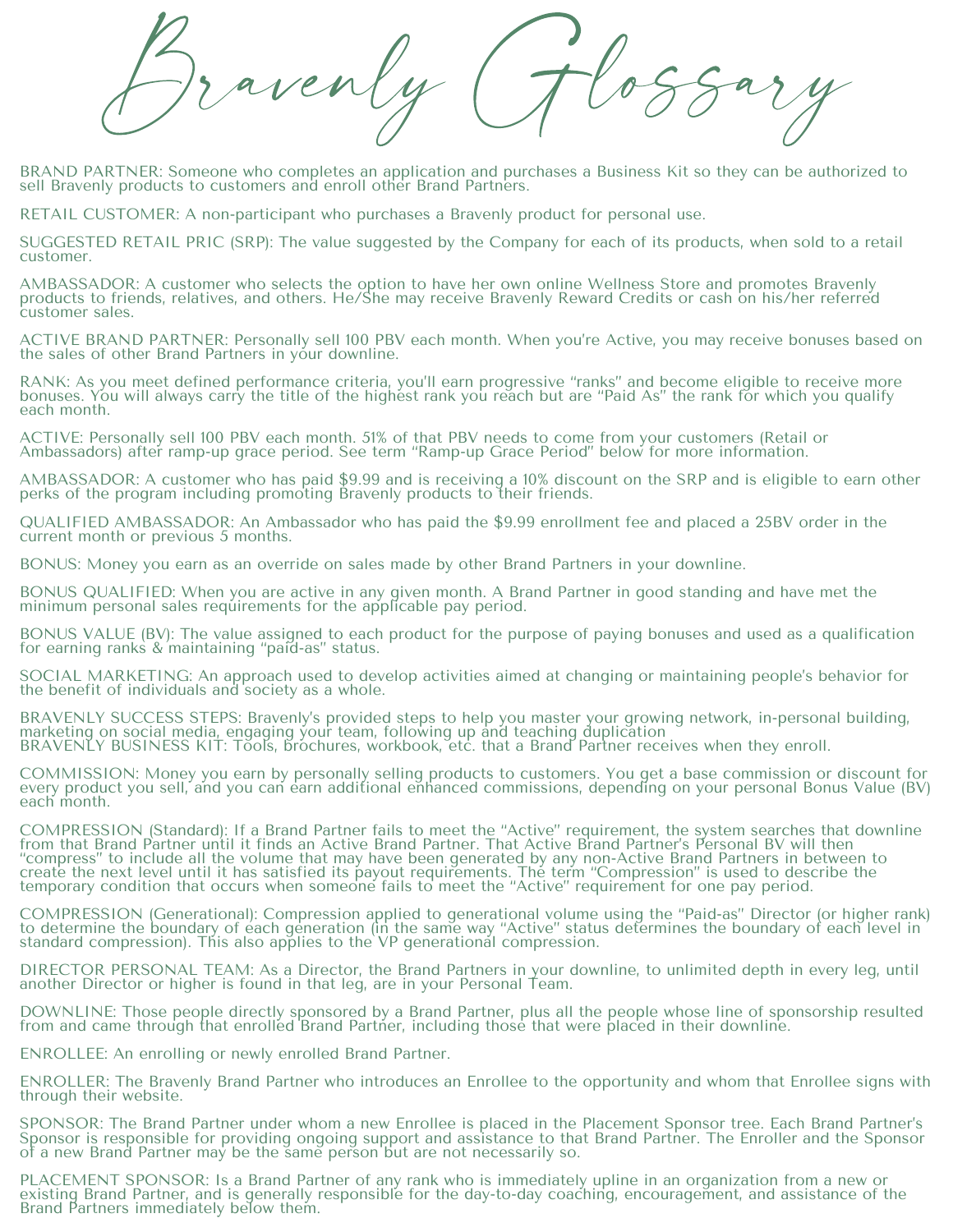# Bravenly Glossary

BRAND PARTNER: Someone who completes an application and purchases a Business Kit so they can be authorized to sell Bravenly products to customers and enroll other Brand Partners.

RETAIL CUSTOMER: A non-participant who purchases a Bravenly product for personal use.

SUGGESTED RETAIL PRIC (SRP): The value suggested by the Company for each of its products, when sold to a retail customer.

AMBASSADOR: A customer who selects the option to have her own online Wellness Store and promotes Bravenly products to friends, relatives, and others. He/She may receive Bravenly Reward Credits or cash on his/her referred customer sales.

ACTIVE BRAND PARTNER: Personally sell 100 PBV each month. When you're Active, you may receive bonuses based on the sales of other Brand Partners in your downline.

RANK: As you meet defined performance criteria, you'll earn progressive "ranks" and become eligible to receive more bonuses. You will always carry the title of the highest rank you reach but are "Paid As" the rank for which you qualify each month.

ACTIVE: Personally sell 100 PBV each month. 51% of that PBV needs to come from your customers (Retail or Ambassadors) after ramp-up grace period. See term "Ramp-up Grace Period" below for more information.

AMBASSADOR: A customer who has paid $9.99 and is receiving a 10% discount on the SRP and is eligible to earn other perks of the program including promoting Bravenly products to their friends.

QUALIFIED AMBASSADOR: An Ambassador who has paid the $9.99 enrollment fee and placed a 25BV order in the current month or previous 5 months.

BONUS: Money you earn as an override on sales made by other Brand Partners in your downline.

BONUS QUALIFIED: When you are active in any given month. A Brand Partner in good standing and have met the minimum personal sales requirements for the applicable pay period.

BONUS VALUE (BV): The value assigned to each product for the purpose of paying bonuses and used as a qualification for earning ranks & maintaining "paid-as" status.

SOCIAL MARKETING: An approach used to develop activities aimed at changing or maintaining people's behavior for the benefit of individuals and society as a whole.

BRAVENLY SUCCESS STEPS: Bravenly's provided steps to help you master your growing network, in-personal building, marketing on social media, engaging your team, following up and teaching duplication

BRAVENLY BUSINESS KIT: Tools, brochures, workbook, etc. that a Brand Partner receives when they enroll.

COMMISSION: Money you earn by personally selling products to customers. You get a base commission or discount for every product you sell, and you can earn additional enhanced commissions, depending on your personal Bonus Value (BV) each month.

COMPRESSION (Standard): If a Brand Partner fails to meet the "Active" requirement, the system searches that downline from that Brand Partner until it finds an Active Brand Partner. That Active Brand Partner's Personal BV will then "compress" to include all the volume that may have been generated by any non-Active Brand Partners in between to create the next level until it has satisfied its payout requirements. The term "Compression" is used to describe the temporary condition that occurs when someone fails to meet the "Active" requirement for one pay period.

COMPRESSION (Generational): Compression applied to generational volume using the "Paid-as" Director (or higher rank) to determine the boundary of each generation (in the same way "Active" status determines the boundary of each level in standard compression). This also applies to the VP generational compression.

DIRECTOR PERSONAL TEAM: As a Director, the Brand Partners in your downline, to unlimited depth in every leg, until another Director or higher is found in that leg, are in your Personal Team.

DOWNLINE: Those people directly sponsored by a Brand Partner, plus all the people whose line of sponsorship resulted from and came through that enrolled Brand Partner, including those that were placed in their downline.

ENROLLEE: An enrolling or newly enrolled Brand Partner.

ENROLLER: The Bravenly Brand Partner who introduces an Enrollee to the opportunity and whom that Enrollee signs with through their website.

SPONSOR: The Brand Partner under whom a new Enrollee is placed in the Placement Sponsor tree. Each Brand Partner's Sponsor is responsible for providing ongoing support and assistance to that Brand Partner. The Enroller and the Sponsor of a new Brand Partner may be the same person but are not necessarily so.

PLACEMENT SPONSOR: Is a Brand Partner of any rank who is immediately upline in an organization from a new or existing Brand Partner, and is generally responsible for the day-to-day coaching, encouragement, and assistance of the Brand Partners immediately below them.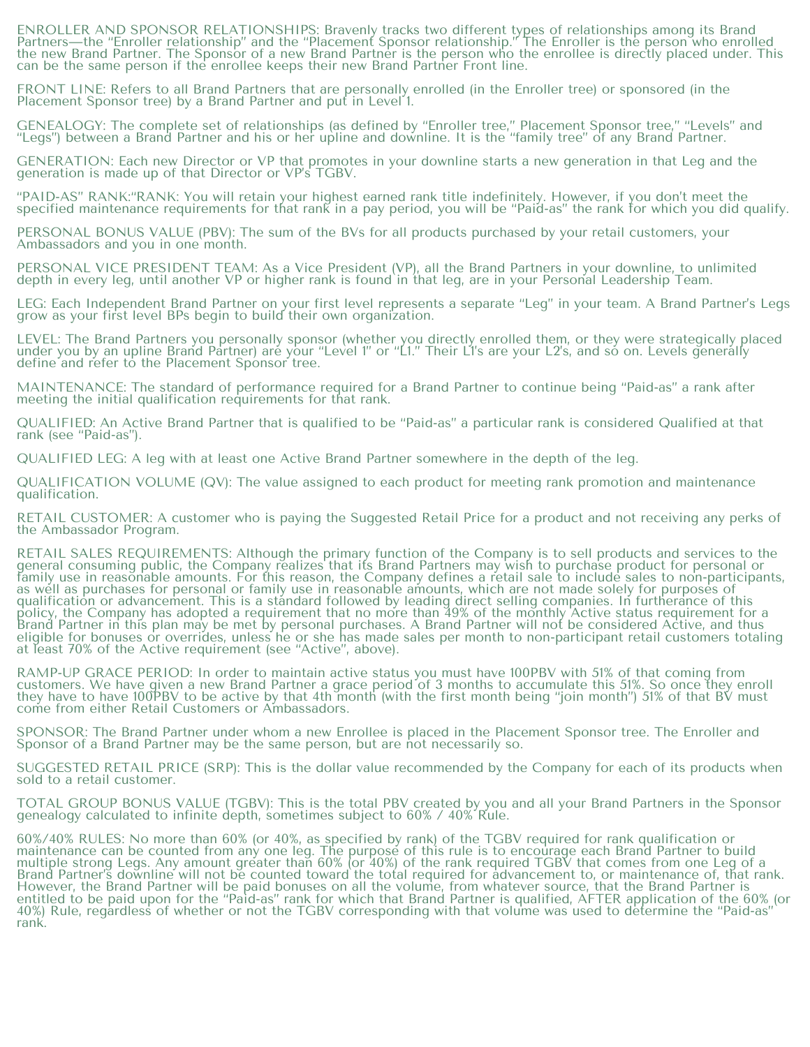ENROLLER AND SPONSOR RELATIONSHIPS: Bravenly tracks two different types of relationships among its Brand Partners—the "Enroller relationship" and the "Placement Sponsor relationship." The Enroller is the person who enrolled the new Brand Partner. The Sponsor of a new Brand Partner is the person who the enrollee is directly placed under. This can be the same person if the enrollee keeps their new Brand Partner Front line.

FRONT LINE: Refers to all Brand Partners that are personally enrolled (in the Enroller tree) or sponsored (in the Placement Sponsor tree) by a Brand Partner and put in Level 1.

GENEALOGY: The complete set of relationships (as defined by "Enroller tree," Placement Sponsor tree," "Levels" and "Legs") between a Brand Partner and his or her upline and downline. It is the "family tree" of any Brand Partner.

GENERATION: Each new Director or VP that promotes in your downline starts a new generation in that Leg and the generation is made up of that Director or VP's TGBV.

"PAID-AS" RANK:"RANK: You will retain your highest earned rank title indefinitely. However, if you don't meet the specified maintenance requirements for that rank in a pay period, you will be "Paid-as" the rank for which you did qualify.

PERSONAL BONUS VALUE (PBV): The sum of the BVs for all products purchased by your retail customers, your Ambassadors and you in one month.

PERSONAL VICE PRESIDENT TEAM: As a Vice President (VP), all the Brand Partners in your downline, to unlimited depth in every leg, until another VP or higher rank is found in that leg, are in your Personal Leadership Team.

LEG: Each Independent Brand Partner on your first level represents a separate "Leg" in your team. A Brand Partner's Legs grow as your first level BPs begin to build their own organization.

LEVEL: The Brand Partners you personally sponsor (whether you directly enrolled them, or they were strategically placed under you by an upline Brand Partner) are your "Level 1" or "L1." Their L1's are your L2's, and so on. Levels generally define and refer to the Placement Sponsor tree.

MAINTENANCE: The standard of performance required for a Brand Partner to continue being "Paid-as" a rank after meeting the initial qualification requirements for that rank.

QUALIFIED: An Active Brand Partner that is qualified to be "Paid-as" a particular rank is considered Qualified at that rank (see "Paid-as").

QUALIFIED LEG: A leg with at least one Active Brand Partner somewhere in the depth of the leg.

QUALIFICATION VOLUME (QV): The value assigned to each product for meeting rank promotion and maintenance qualification.

RETAIL CUSTOMER: A customer who is paying the Suggested Retail Price for a product and not receiving any perks of the Ambassador Program.

RETAIL SALES REQUIREMENTS: Although the primary function of the Company is to sell products and services to the general consuming public, the Company realizes that its Brand Partners may wish to purchase product for personal or family use in reasonable amounts. For this reason, the Company defines a retail sale to include sales to non-participants, as well as purchases for personal or family use in reasonable amounts, which are not made solely for purposes of qualification or advancement. This is a standard followed by leading direct selling companies. In furtherance of this policy, the Company has adopted a requirement that no more than 49% of the monthly Active status requirement for a Brand Partner in this plan may be met by personal purchases. A Brand Partner will not be considered Active, and thus eligible for bonuses or overrides, unless he or she has made sales per month to non-participant retail customers totaling at least 70% of the Active requirement (see "Active", above).

RAMP-UP GRACE PERIOD: In order to maintain active status you must have 100PBV with 51% of that coming from customers. We have given a new Brand Partner a grace period of 3 months to accumulate this 51%. So once they enroll they have to have 100PBV to be active by that 4th month (with the first month being "join month") 51% of that BV must come from either Retail Customers or Ambassadors.

SPONSOR: The Brand Partner under whom a new Enrollee is placed in the Placement Sponsor tree. The Enroller and Sponsor of a Brand Partner may be the same person, but are not necessarily so.

SUGGESTED RETAIL PRICE (SRP): This is the dollar value recommended by the Company for each of its products when sold to a retail customer.

TOTAL GROUP BONUS VALUE (TGBV): This is the total PBV created by you and all your Brand Partners in the Sponsor genealogy calculated to infinite depth, sometimes subject to 60% / 40% Rule.

60%/40% RULES: No more than 60% (or 40%, as specified by rank) of the TGBV required for rank qualification or maintenance can be counted from any one leg. The purpose of this rule is to encourage each Brand Partner to build multiple strong Legs. Any amount greater than 60% (or 40%) of the rank required TGBV that comes from one Leg of a Brand Partner's downline will not be counted toward the total required for advancement to, or maintenance of, that rank. However, the Brand Partner will be paid bonuses on all the volume, from whatever source, that the Brand Partner is entitled to be paid upon for the "Paid-as" rank for which that Brand Partner is qualified, AFTER application of the 60% (or 40%) Rule, regardless of whether or not the TGBV corresponding with that volume was used to determine the "Paid-as" rank.